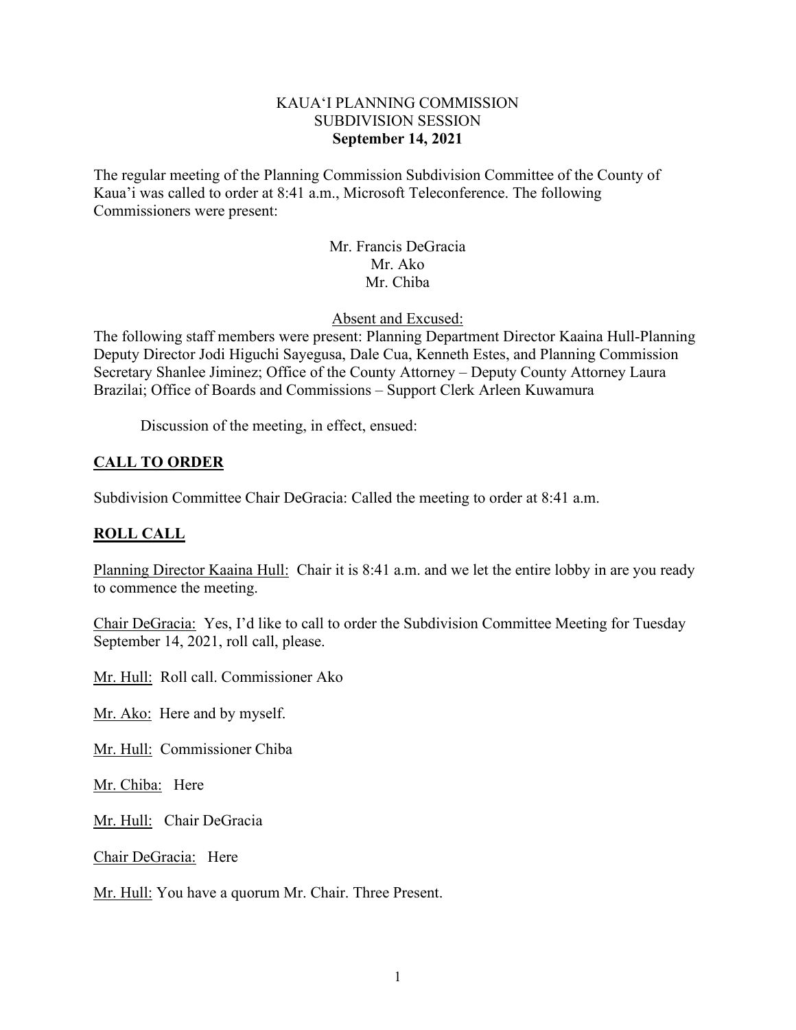KAUA'I PLANNING COMMISSION
SUBDIVISION SESSION
**September 14, 2021**

The regular meeting of the Planning Commission Subdivision Committee of the County of Kaua'i was called to order at 8:41 a.m., Microsoft Teleconference. The following Commissioners were present:

Mr. Francis DeGracia
Mr. Ako
Mr. Chiba

Absent and Excused:

The following staff members were present: Planning Department Director Kaaina Hull-Planning Deputy Director Jodi Higuchi Sayegusa, Dale Cua, Kenneth Estes, and Planning Commission Secretary Shanlee Jiminez; Office of the County Attorney – Deputy County Attorney Laura Brazilai; Office of Boards and Commissions – Support Clerk Arleen Kuwamura

Discussion of the meeting, in effect, ensued:

## CALL TO ORDER

Subdivision Committee Chair DeGracia: Called the meeting to order at 8:41 a.m.

## ROLL CALL

Planning Director Kaaina Hull: Chair it is 8:41 a.m. and we let the entire lobby in are you ready to commence the meeting.

Chair DeGracia: Yes, I'd like to call to order the Subdivision Committee Meeting for Tuesday September 14, 2021, roll call, please.

Mr. Hull: Roll call. Commissioner Ako

Mr. Ako: Here and by myself.

Mr. Hull: Commissioner Chiba

Mr. Chiba: Here

Mr. Hull: Chair DeGracia

Chair DeGracia: Here

Mr. Hull: You have a quorum Mr. Chair. Three Present.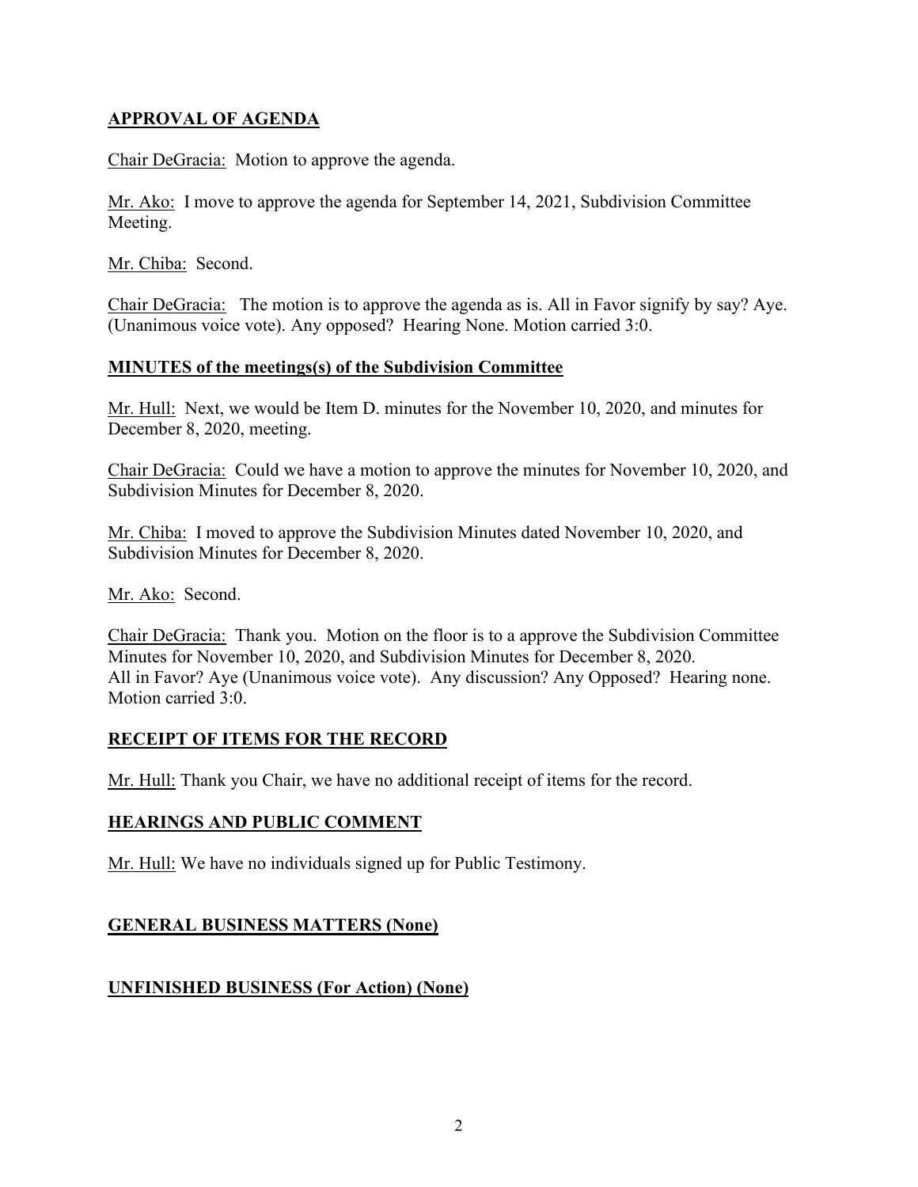## APPROVAL OF AGENDA

Chair DeGracia: Motion to approve the agenda.

Mr. Ako: I move to approve the agenda for September 14, 2021, Subdivision Committee Meeting.

Mr. Chiba: Second.

Chair DeGracia: The motion is to approve the agenda as is. All in Favor signify by say? Aye. (Unanimous voice vote). Any opposed? Hearing None. Motion carried 3:0.

## MINUTES of the meetings(s) of the Subdivision Committee

Mr. Hull: Next, we would be Item D. minutes for the November 10, 2020, and minutes for December 8, 2020, meeting.

Chair DeGracia: Could we have a motion to approve the minutes for November 10, 2020, and Subdivision Minutes for December 8, 2020.

Mr. Chiba: I moved to approve the Subdivision Minutes dated November 10, 2020, and Subdivision Minutes for December 8, 2020.

Mr. Ako: Second.

Chair DeGracia: Thank you. Motion on the floor is to a approve the Subdivision Committee Minutes for November 10, 2020, and Subdivision Minutes for December 8, 2020. All in Favor? Aye (Unanimous voice vote). Any discussion? Any Opposed? Hearing none. Motion carried 3:0.

## RECEIPT OF ITEMS FOR THE RECORD

Mr. Hull: Thank you Chair, we have no additional receipt of items for the record.

## HEARINGS AND PUBLIC COMMENT

Mr. Hull: We have no individuals signed up for Public Testimony.

## GENERAL BUSINESS MATTERS (None)

## UNFINISHED BUSINESS (For Action) (None)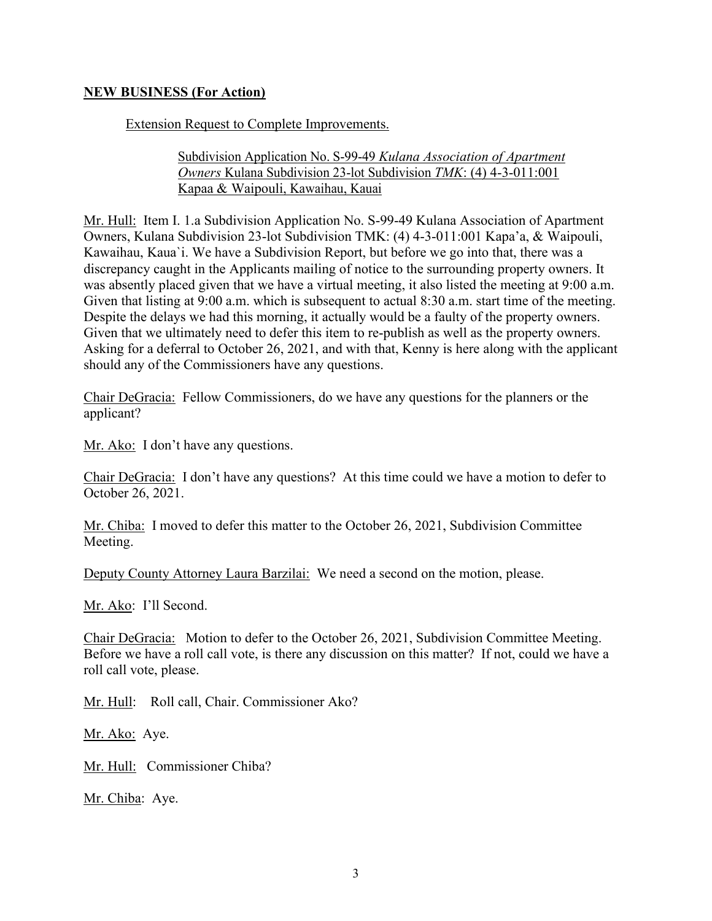## NEW BUSINESS (For Action)

Extension Request to Complete Improvements.

Subdivision Application No. S-99-49 *Kulana Association of Apartment Owners* Kulana Subdivision 23-lot Subdivision *TMK*: (4) 4-3-011:001 Kapaa & Waipouli, Kawaihau, Kauai

Mr. Hull: Item I. 1.a Subdivision Application No. S-99-49 Kulana Association of Apartment Owners, Kulana Subdivision 23-lot Subdivision TMK: (4) 4-3-011:001 Kapa'a, & Waipouli, Kawaihau, Kaua`i. We have a Subdivision Report, but before we go into that, there was a discrepancy caught in the Applicants mailing of notice to the surrounding property owners. It was absently placed given that we have a virtual meeting, it also listed the meeting at 9:00 a.m. Given that listing at 9:00 a.m. which is subsequent to actual 8:30 a.m. start time of the meeting. Despite the delays we had this morning, it actually would be a faulty of the property owners. Given that we ultimately need to defer this item to re-publish as well as the property owners. Asking for a deferral to October 26, 2021, and with that, Kenny is here along with the applicant should any of the Commissioners have any questions.

Chair DeGracia: Fellow Commissioners, do we have any questions for the planners or the applicant?

Mr. Ako: I don't have any questions.

Chair DeGracia: I don't have any questions? At this time could we have a motion to defer to October 26, 2021.

Mr. Chiba: I moved to defer this matter to the October 26, 2021, Subdivision Committee Meeting.

Deputy County Attorney Laura Barzilai: We need a second on the motion, please.

Mr. Ako: I'll Second.

Chair DeGracia: Motion to defer to the October 26, 2021, Subdivision Committee Meeting. Before we have a roll call vote, is there any discussion on this matter? If not, could we have a roll call vote, please.

Mr. Hull: Roll call, Chair. Commissioner Ako?

Mr. Ako: Aye.

Mr. Hull: Commissioner Chiba?

Mr. Chiba: Aye.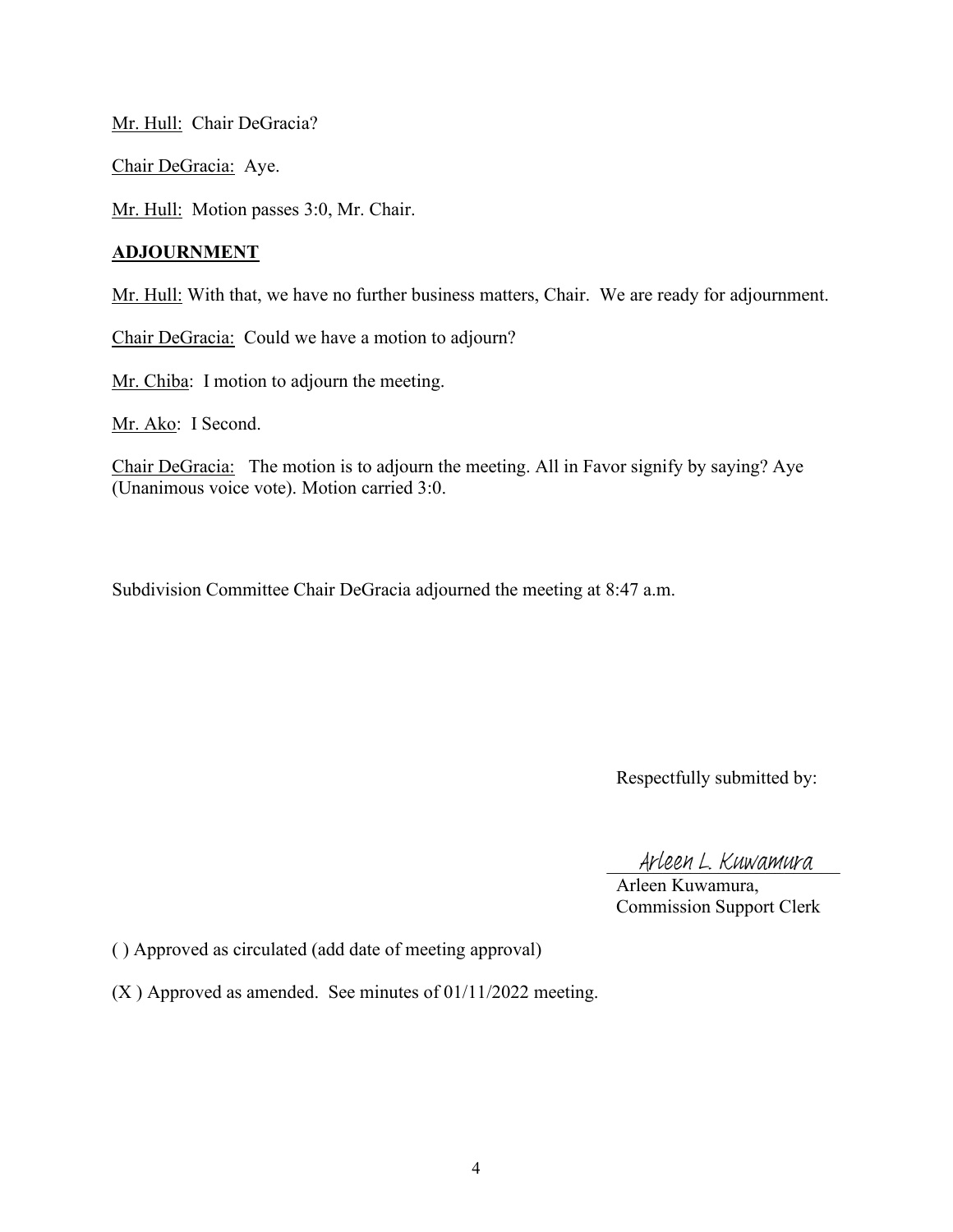Mr. Hull: Chair DeGracia?

Chair DeGracia: Aye.

Mr. Hull: Motion passes 3:0, Mr. Chair.

**ADJOURNMENT**

Mr. Hull: With that, we have no further business matters, Chair. We are ready for adjournment.

Chair DeGracia: Could we have a motion to adjourn?

Mr. Chiba: I motion to adjourn the meeting.

Mr. Ako: I Second.

Chair DeGracia: The motion is to adjourn the meeting. All in Favor signify by saying? Aye (Unanimous voice vote). Motion carried 3:0.

Subdivision Committee Chair DeGracia adjourned the meeting at 8:47 a.m.

Respectfully submitted by:

Arleen L. Kuwamura

Arleen Kuwamura,
Commission Support Clerk

( ) Approved as circulated (add date of meeting approval)

(X ) Approved as amended. See minutes of 01/11/2022 meeting.